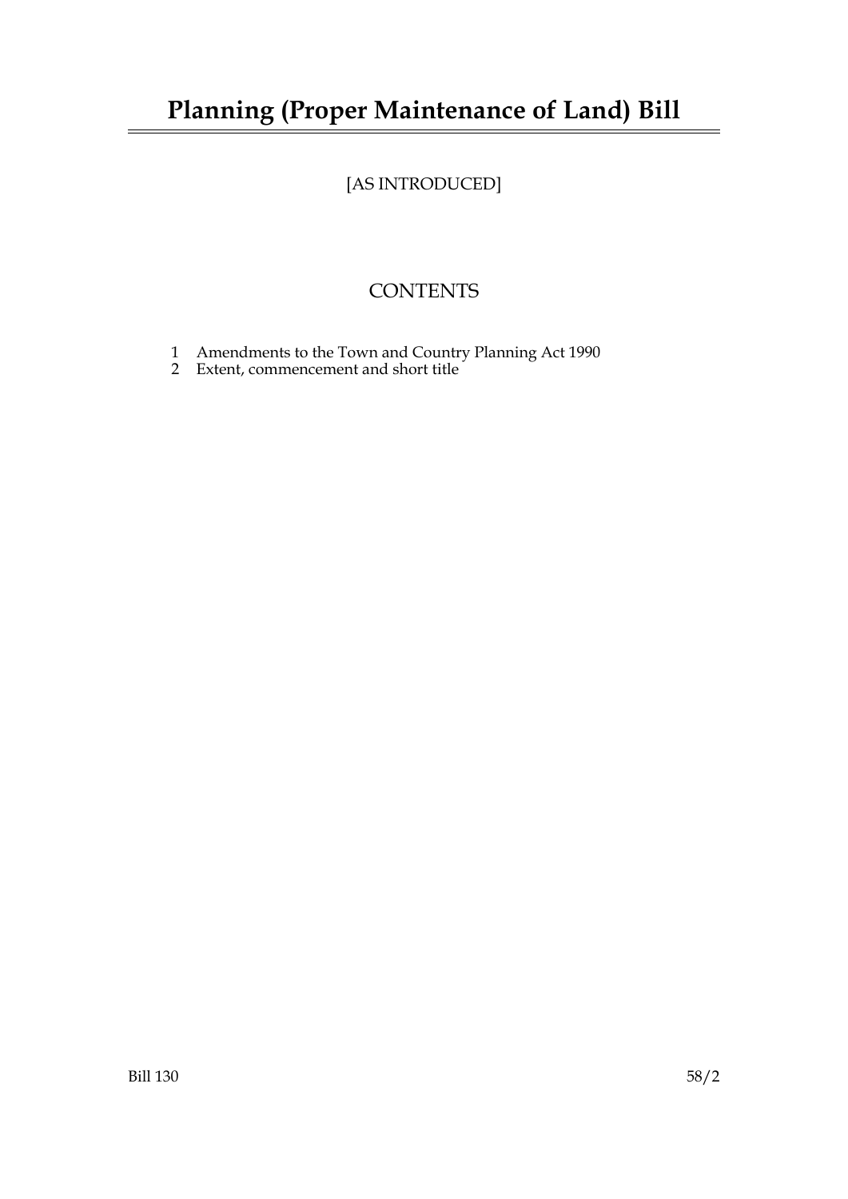# Planning (Proper Maintenance of Land) Bill

[AS INTRODUCED]

## CONTENTS

1 Amendments to the Town and Country Planning Act 1990
2 Extent, commencement and short title

Bill 130 58/2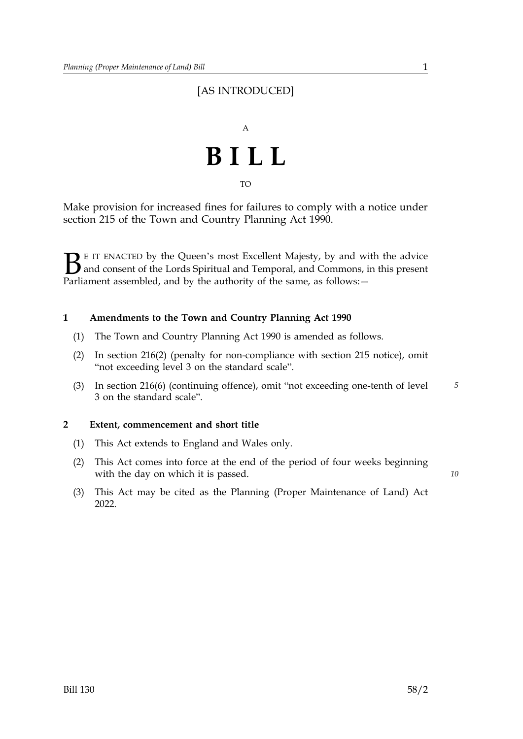[AS INTRODUCED]

A

# BILL

TO

Make provision for increased fines for failures to comply with a notice under section 215 of the Town and Country Planning Act 1990.

BE IT ENACTED by the Queen's most Excellent Majesty, by and with the advice and consent of the Lords Spiritual and Temporal, and Commons, in this present Parliament assembled, and by the authority of the same, as follows:—

### 1 Amendments to the Town and Country Planning Act 1990

(1) The Town and Country Planning Act 1990 is amended as follows.

(2) In section 216(2) (penalty for non-compliance with section 215 notice), omit "not exceeding level 3 on the standard scale".

(3) In section 216(6) (continuing offence), omit "not exceeding one-tenth of level 3 on the standard scale".

### 2 Extent, commencement and short title

(1) This Act extends to England and Wales only.

(2) This Act comes into force at the end of the period of four weeks beginning with the day on which it is passed.

(3) This Act may be cited as the Planning (Proper Maintenance of Land) Act 2022.

Bill 130 58/2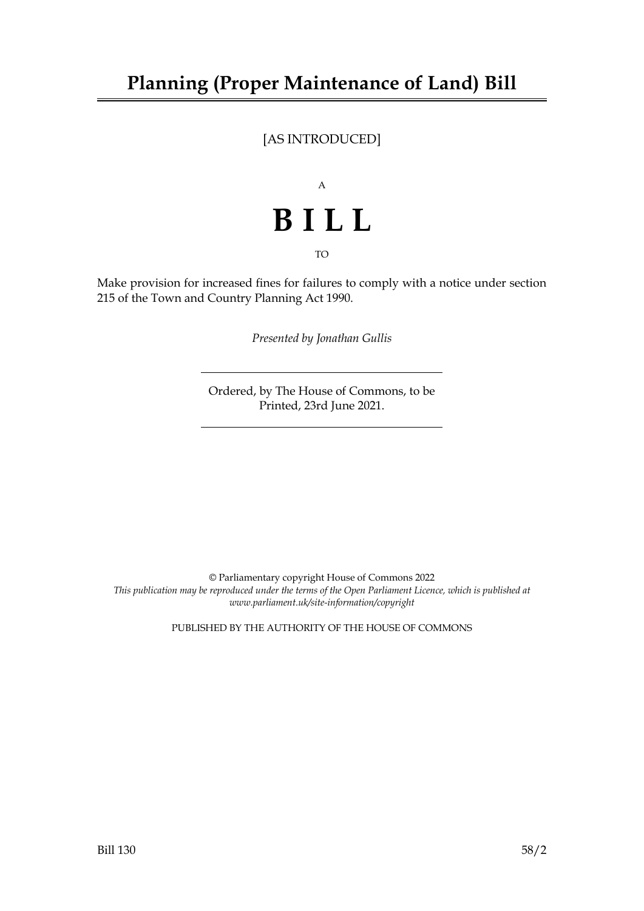# Planning (Proper Maintenance of Land) Bill

[AS INTRODUCED]

A

# B I L L

TO

Make provision for increased fines for failures to comply with a notice under section 215 of the Town and Country Planning Act 1990.

*Presented by Jonathan Gullis*

Ordered, by The House of Commons, to be Printed, 23rd June 2021.

© Parliamentary copyright House of Commons 2022
*This publication may be reproduced under the terms of the Open Parliament Licence, which is published at www.parliament.uk/site-information/copyright*

PUBLISHED BY THE AUTHORITY OF THE HOUSE OF COMMONS

Bill 130 58/2